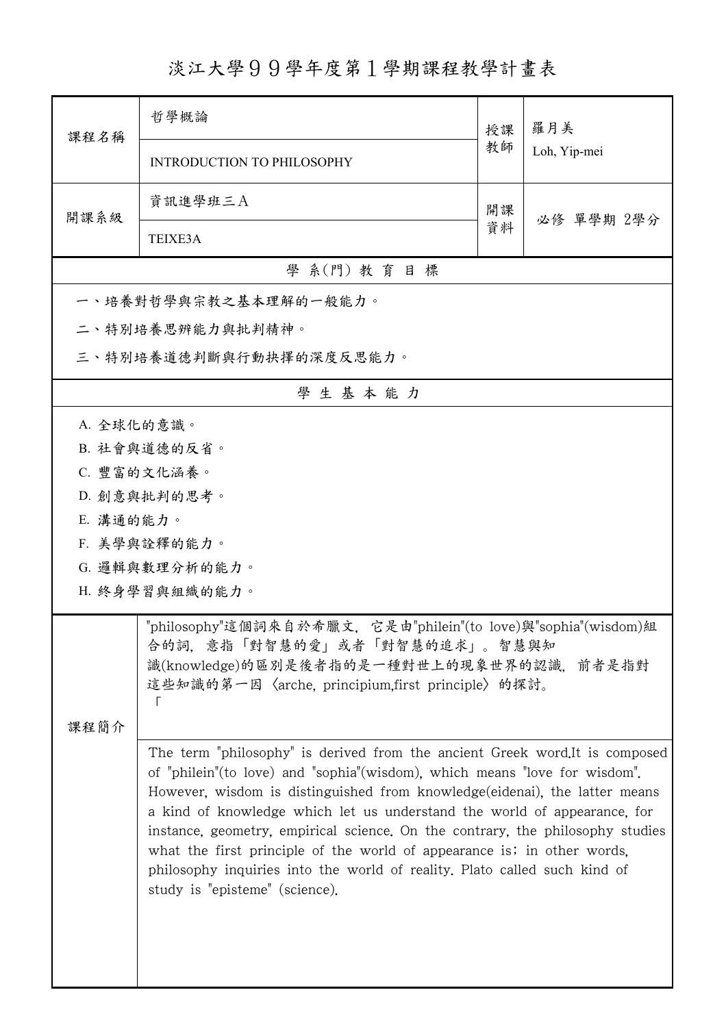# 淡江大學９９學年度第１學期課程教學計畫表

| 課程名稱 | 哲學概論<br>INTRODUCTION TO PHILOSOPHY | 授課教師 | 羅月美<br>Loh, Yip-mei |
|---|---|---|---|
| 開課系級 | 資訊進學班三Ａ<br>TEIXE3A | 開課資料 | 必修 單學期 2學分 |

## 學 系(門) 教 育 目 標

一、培養對哲學與宗教之基本理解的一般能力。

二、特別培養思辨能力與批判精神。

三、特別培養道德判斷與行動抉擇的深度反思能力。

## 學 生 基 本 能 力

A. 全球化的意識。

B. 社會與道德的反省。

C. 豐富的文化涵養。

D. 創意與批判的思考。

E. 溝通的能力。

F. 美學與詮釋的能力。

G. 邏輯與數理分析的能力。

H. 終身學習與組織的能力。

## 課程簡介

"philosophy"這個詞來自於希臘文，它是由"philein"(to love)與"sophia"(wisdom)組合的詞，意指「對智慧的愛」或者「對智慧的追求」。智慧與知識(knowledge)的區別是後者指的是一種對世上的現象世界的認識，前者是指對這些知識的第一因〈arche, principium,first principle〉的探討。

「

The term "philosophy" is derived from the ancient Greek word.It is composed of "philein"(to love) and "sophia"(wisdom), which means "love for wisdom". However, wisdom is distinguished from knowledge(eidenai), the latter means a kind of knowledge which let us understand the world of appearance, for instance, geometry, empirical science. On the contrary, the philosophy studies what the first principle of the world of appearance is; in other words, philosophy inquiries into the world of reality. Plato called such kind of study is "episteme" (science).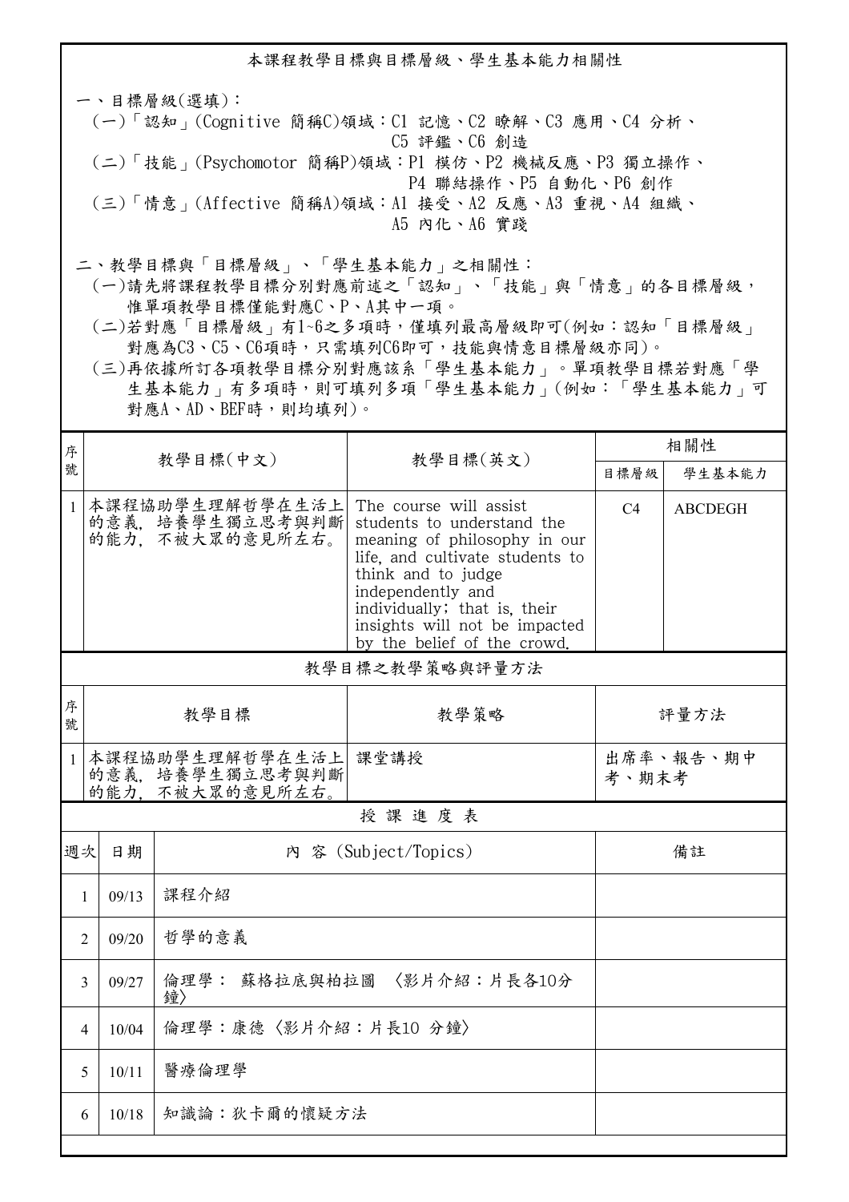## 本課程教學目標與目標層級、學生基本能力相關性

一、目標層級(選填)：

(一)「認知」(Cognitive 簡稱C)領域：C1 記憶、C2 瞭解、C3 應用、C4 分析、C5 評鑑、C6 創造

(二)「技能」(Psychomotor 簡稱P)領域：P1 模仿、P2 機械反應、P3 獨立操作、P4 聯結操作、P5 自動化、P6 創作

(三)「情意」(Affective 簡稱A)領域：A1 接受、A2 反應、A3 重視、A4 組織、A5 內化、A6 實踐

二、教學目標與「目標層級」、「學生基本能力」之相關性：

(一)請先將課程教學目標分別對應前述之「認知」、「技能」與「情意」的各目標層級，惟單項教學目標僅能對應C、P、A其中一項。

(二)若對應「目標層級」有1~6之多項時，僅填列最高層級即可(例如：認知「目標層級」對應為C3、C5、C6項時，只需填列C6即可，技能與情意目標層級亦同)。

(三)再依據所訂各項教學目標分別對應該系「學生基本能力」。單項教學目標若對應「學生基本能力」有多項時，則可填列多項「學生基本能力」(例如：「學生基本能力」可對應A、AD、BEF時，則均填列)。

| 序號 | 教學目標(中文) | 教學目標(英文) | 相關性 | |
|---|---|---|---|---|
| | | | 目標層級 | 學生基本能力 |
| 1 | 本課程協助學生理解哲學在生活上的意義，培養學生獨立思考與判斷的能力，不被大眾的意見所左右。 | The course will assist students to understand the meaning of philosophy in our life, and cultivate students to think and to judge independently and individually; that is, their insights will not be impacted by the belief of the crowd. | C4 | ABCDEGH |

### 教學目標之教學策略與評量方法

| 序號 | 教學目標 | 教學策略 | 評量方法 |
|---|---|---|---|
| 1 | 本課程協助學生理解哲學在生活上的意義，培養學生獨立思考與判斷的能力，不被大眾的意見所左右。 | 課堂講授 | 出席率、報告、期中考、期末考 |

### 授 課 進 度 表

| 週次 | 日期 | 內 容 (Subject/Topics) | 備註 |
|---|---|---|---|
| 1 | 09/13 | 課程介紹 | |
| 2 | 09/20 | 哲學的意義 | |
| 3 | 09/27 | 倫理學： 蘇格拉底與柏拉圖 〈影片介紹：片長各10分鐘〉 | |
| 4 | 10/04 | 倫理學：康德〈影片介紹：片長10 分鐘〉 | |
| 5 | 10/11 | 醫療倫理學 | |
| 6 | 10/18 | 知識論：狄卡爾的懷疑方法 | |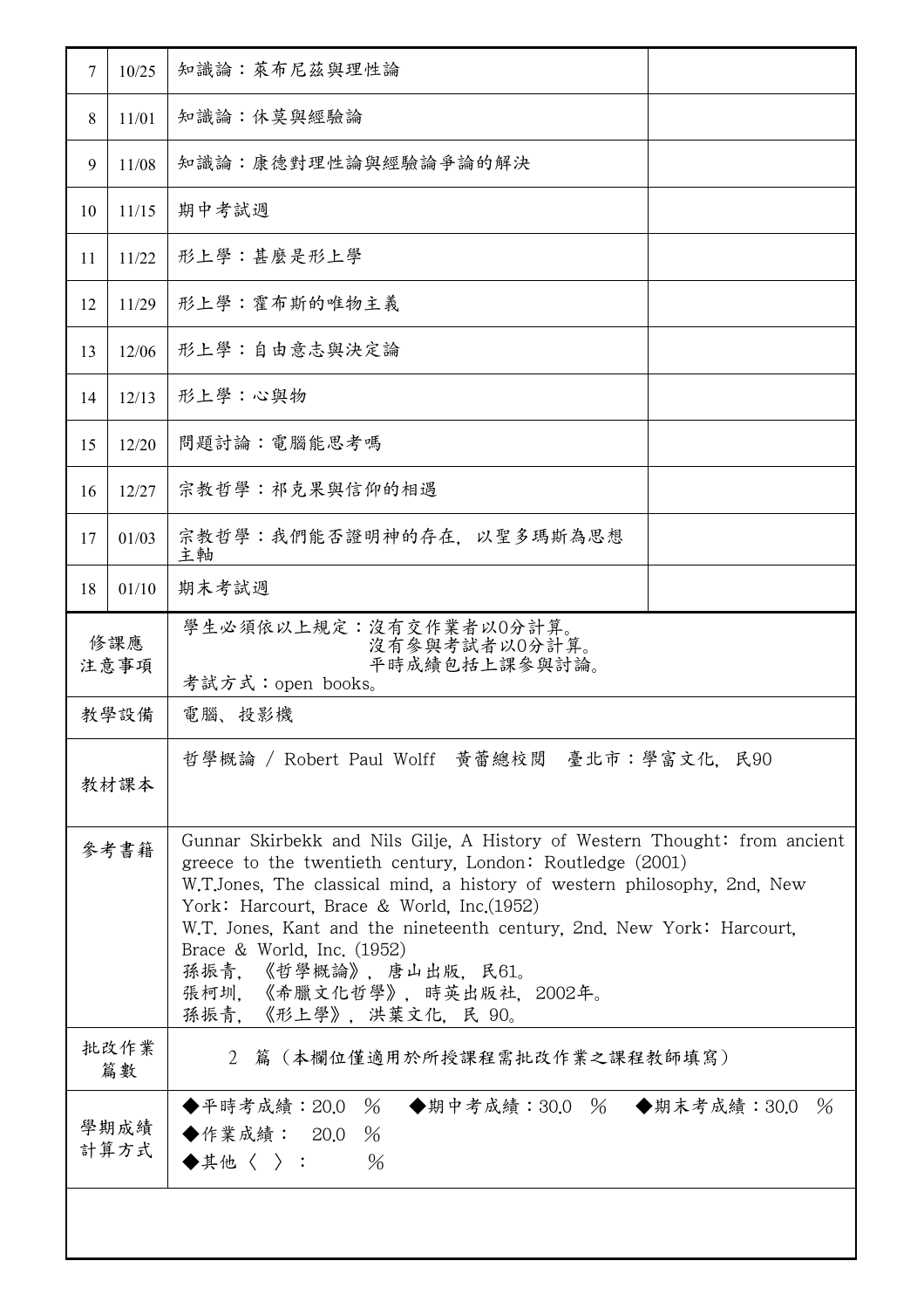| 7 | 10/25 | 知識論：萊布尼茲與理性論 | |
|---|---|---|---|
| 8 | 11/01 | 知識論：休莫與經驗論 | |
| 9 | 11/08 | 知識論：康德對理性論與經驗論爭論的解決 | |
| 10 | 11/15 | 期中考試週 | |
| 11 | 11/22 | 形上學：甚麼是形上學 | |
| 12 | 11/29 | 形上學：霍布斯的唯物主義 | |
| 13 | 12/06 | 形上學：自由意志與決定論 | |
| 14 | 12/13 | 形上學：心與物 | |
| 15 | 12/20 | 問題討論：電腦能思考嗎 | |
| 16 | 12/27 | 宗教哲學：祁克果與信仰的相遇 | |
| 17 | 01/03 | 宗教哲學：我們能否證明神的存在，以聖多瑪斯為思想主軸 | |
| 18 | 01/10 | 期末考試週 | |

| 修課應注意事項 | 學生必須依以上規定：沒有交作業者以0分計算。<br>沒有參與考試者以0分計算。<br>平時成績包括上課參與討論。<br>考試方式：open books。 |
|---|---|
| 教學設備 | 電腦、投影機 |
| 教材課本 | 哲學概論 / Robert Paul Wolff 黃藿總校閱 臺北市：學富文化，民90 |
| 參考書籍 | Gunnar Skirbekk and Nils Gilje, A History of Western Thought: from ancient greece to the twentieth century, London: Routledge (2001)<br>W.T.Jones, The classical mind, a history of western philosophy, 2nd, New York: Harcourt, Brace & World, Inc.(1952)<br>W.T. Jones, Kant and the nineteenth century, 2nd. New York: Harcourt, Brace & World, Inc. (1952)<br>孫振青，《哲學概論》，唐山出版，民61。<br>張柯圳，《希臘文化哲學》，時英出版社，2002年。<br>孫振青，《形上學》，洪葉文化，民 90。 |
| 批改作業篇數 | 2 篇（本欄位僅適用於所授課程需批改作業之課程教師填寫） |
| 學期成績計算方式 | ◆平時考成績：20.0 % ◆期中考成績：30.0 % ◆期末考成績：30.0 %<br>◆作業成績： 20.0 %<br>◆其他〈 〉： % |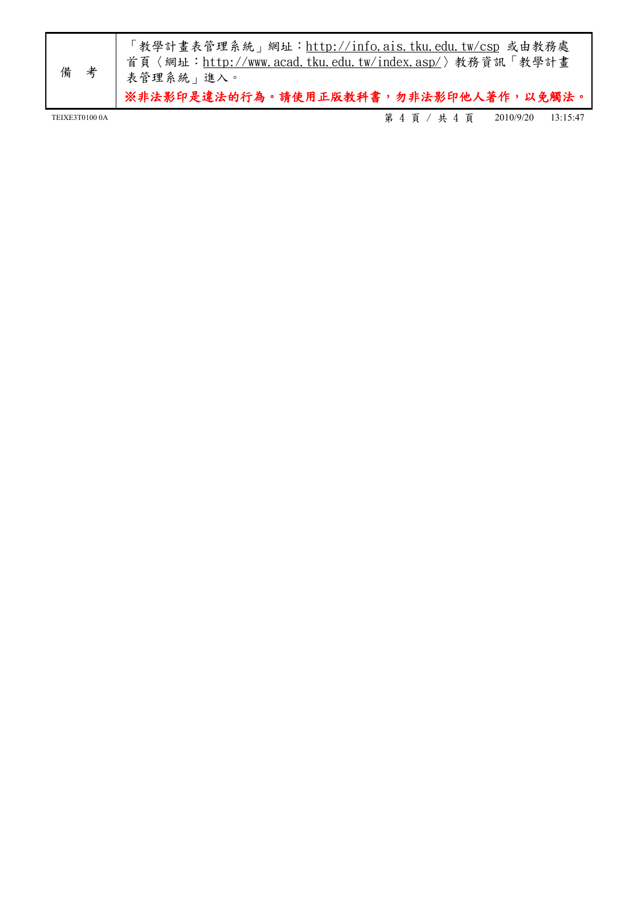| | |
|---|---|
| 備　考 | 「教學計畫表管理系統」網址：http://info.ais.tku.edu.tw/csp 或由教務處首頁〈網址：http://www.acad.tku.edu.tw/index.asp/〉教務資訊「教學計畫表管理系統」進入。<br>**※非法影印是違法的行為。請使用正版教科書，勿非法影印他人著作，以免觸法。** |

TEIXE3T0100 0A　　2010/9/20　13:15:47